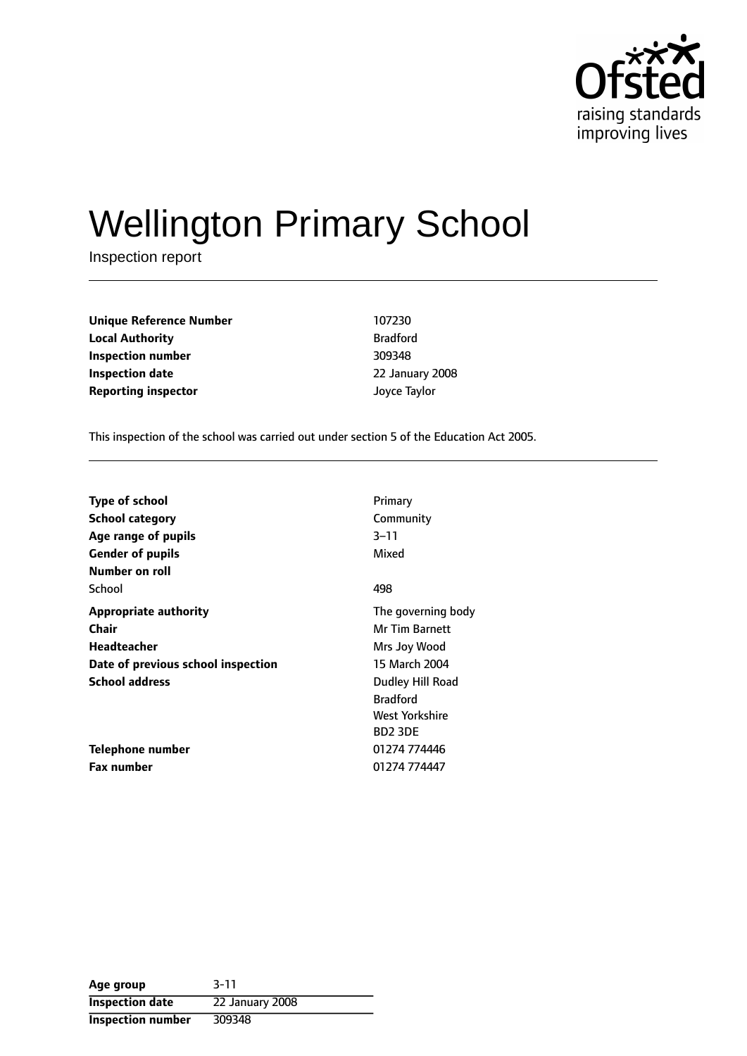Ofsted
raising standards
improving lives

# Wellington Primary School

Inspection report

| | |
|---|---|
| **Unique Reference Number** | 107230 |
| **Local Authority** | Bradford |
| **Inspection number** | 309348 |
| **Inspection date** | 22 January 2008 |
| **Reporting inspector** | Joyce Taylor |

This inspection of the school was carried out under section 5 of the Education Act 2005.

| | |
|---|---|
| **Type of school** | Primary |
| **School category** | Community |
| **Age range of pupils** | 3–11 |
| **Gender of pupils** | Mixed |
| **Number on roll** | |
| School | 498 |
| **Appropriate authority** | The governing body |
| **Chair** | Mr Tim Barnett |
| **Headteacher** | Mrs Joy Wood |
| **Date of previous school inspection** | 15 March 2004 |
| **School address** | Dudley Hill Road<br>Bradford<br>West Yorkshire<br>BD2 3DE |
| **Telephone number** | 01274 774446 |
| **Fax number** | 01274 774447 |

| | |
|---|---|
| **Age group** | 3-11 |
| **Inspection date** | 22 January 2008 |
| **Inspection number** | 309348 |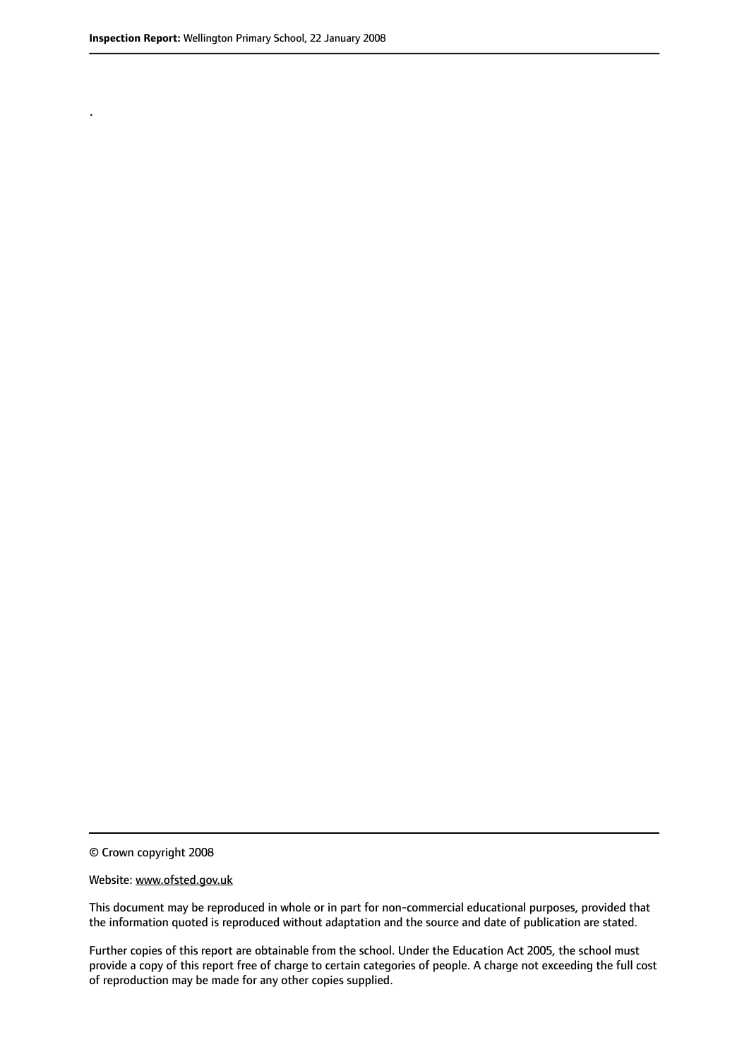.

© Crown copyright 2008

Website: www.ofsted.gov.uk

This document may be reproduced in whole or in part for non-commercial educational purposes, provided that the information quoted is reproduced without adaptation and the source and date of publication are stated.

Further copies of this report are obtainable from the school. Under the Education Act 2005, the school must provide a copy of this report free of charge to certain categories of people. A charge not exceeding the full cost of reproduction may be made for any other copies supplied.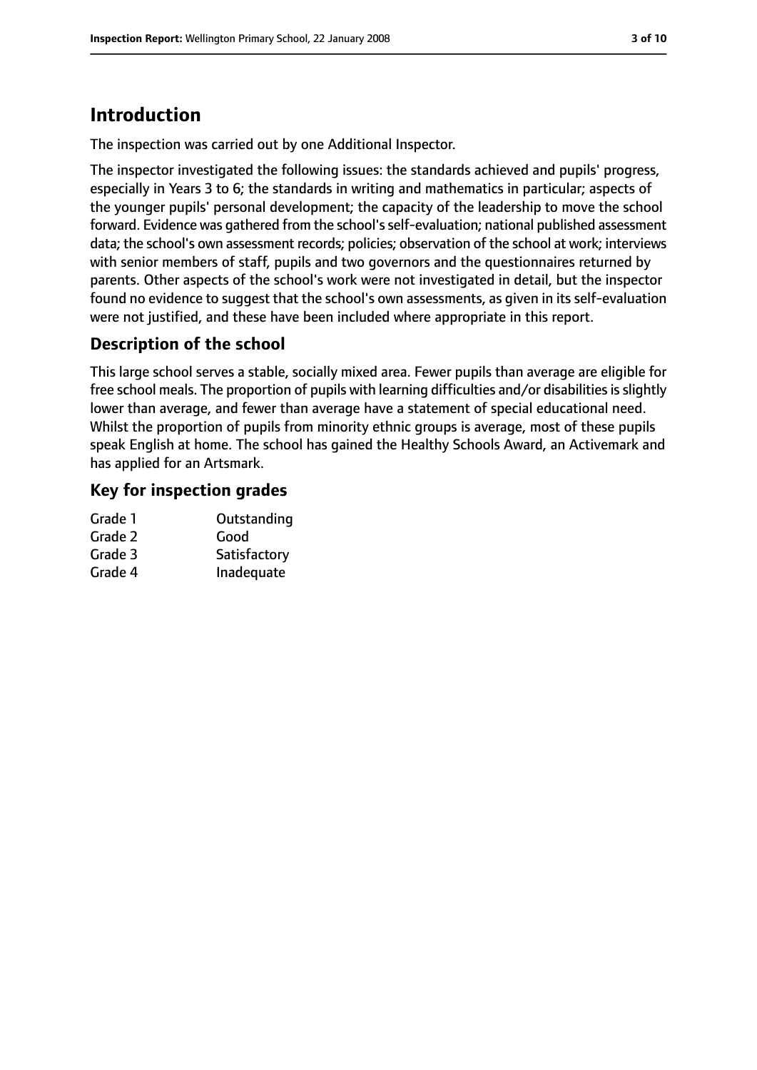## Introduction

The inspection was carried out by one Additional Inspector.

The inspector investigated the following issues: the standards achieved and pupils' progress, especially in Years 3 to 6; the standards in writing and mathematics in particular; aspects of the younger pupils' personal development; the capacity of the leadership to move the school forward. Evidence was gathered from the school's self-evaluation; national published assessment data; the school's own assessment records; policies; observation of the school at work; interviews with senior members of staff, pupils and two governors and the questionnaires returned by parents. Other aspects of the school's work were not investigated in detail, but the inspector found no evidence to suggest that the school's own assessments, as given in its self-evaluation were not justified, and these have been included where appropriate in this report.

### Description of the school

This large school serves a stable, socially mixed area. Fewer pupils than average are eligible for free school meals. The proportion of pupils with learning difficulties and/or disabilities is slightly lower than average, and fewer than average have a statement of special educational need. Whilst the proportion of pupils from minority ethnic groups is average, most of these pupils speak English at home. The school has gained the Healthy Schools Award, an Activemark and has applied for an Artsmark.

### Key for inspection grades

| | |
|---|---|
| Grade 1 | Outstanding |
| Grade 2 | Good |
| Grade 3 | Satisfactory |
| Grade 4 | Inadequate |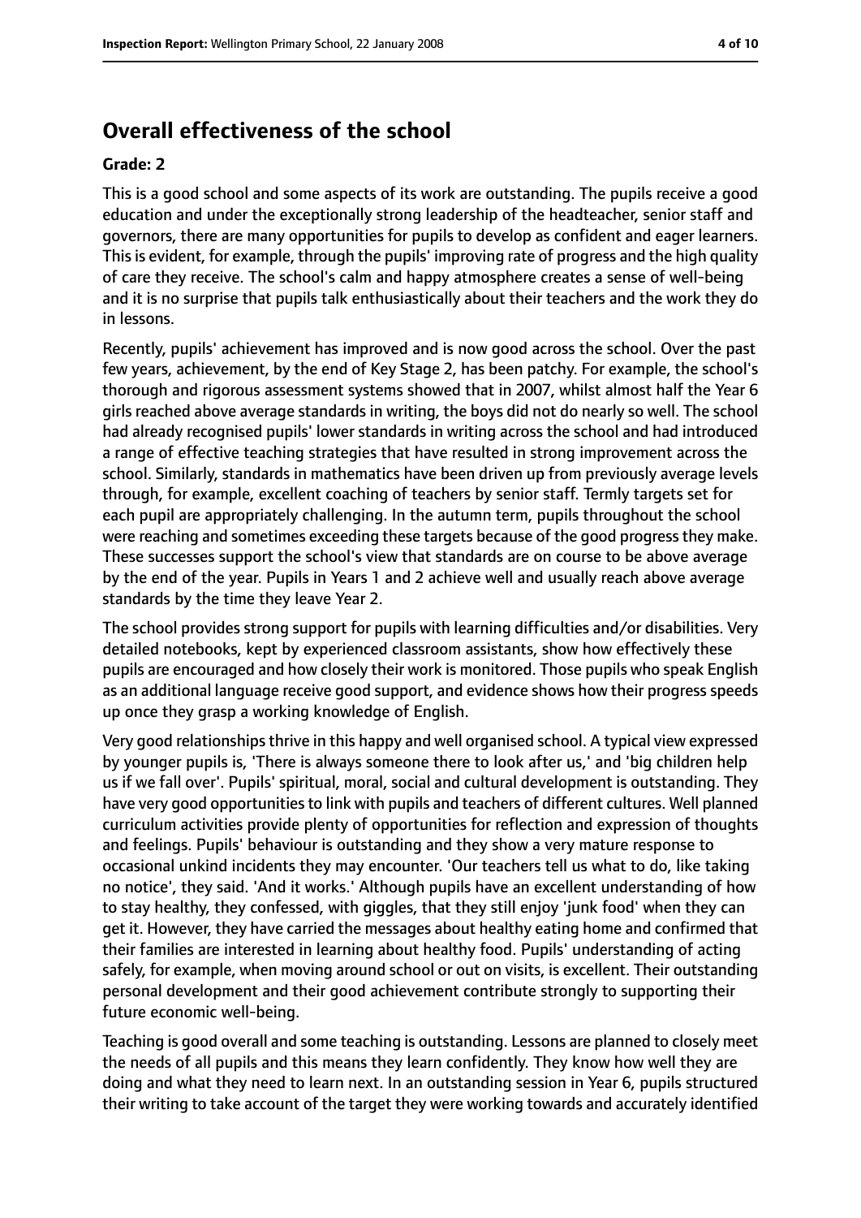## Overall effectiveness of the school

**Grade: 2**

This is a good school and some aspects of its work are outstanding. The pupils receive a good education and under the exceptionally strong leadership of the headteacher, senior staff and governors, there are many opportunities for pupils to develop as confident and eager learners. This is evident, for example, through the pupils' improving rate of progress and the high quality of care they receive. The school's calm and happy atmosphere creates a sense of well-being and it is no surprise that pupils talk enthusiastically about their teachers and the work they do in lessons.

Recently, pupils' achievement has improved and is now good across the school. Over the past few years, achievement, by the end of Key Stage 2, has been patchy. For example, the school's thorough and rigorous assessment systems showed that in 2007, whilst almost half the Year 6 girls reached above average standards in writing, the boys did not do nearly so well. The school had already recognised pupils' lower standards in writing across the school and had introduced a range of effective teaching strategies that have resulted in strong improvement across the school. Similarly, standards in mathematics have been driven up from previously average levels through, for example, excellent coaching of teachers by senior staff. Termly targets set for each pupil are appropriately challenging. In the autumn term, pupils throughout the school were reaching and sometimes exceeding these targets because of the good progress they make. These successes support the school's view that standards are on course to be above average by the end of the year. Pupils in Years 1 and 2 achieve well and usually reach above average standards by the time they leave Year 2.

The school provides strong support for pupils with learning difficulties and/or disabilities. Very detailed notebooks, kept by experienced classroom assistants, show how effectively these pupils are encouraged and how closely their work is monitored. Those pupils who speak English as an additional language receive good support, and evidence shows how their progress speeds up once they grasp a working knowledge of English.

Very good relationships thrive in this happy and well organised school. A typical view expressed by younger pupils is, 'There is always someone there to look after us,' and 'big children help us if we fall over'. Pupils' spiritual, moral, social and cultural development is outstanding. They have very good opportunities to link with pupils and teachers of different cultures. Well planned curriculum activities provide plenty of opportunities for reflection and expression of thoughts and feelings. Pupils' behaviour is outstanding and they show a very mature response to occasional unkind incidents they may encounter. 'Our teachers tell us what to do, like taking no notice', they said. 'And it works.' Although pupils have an excellent understanding of how to stay healthy, they confessed, with giggles, that they still enjoy 'junk food' when they can get it. However, they have carried the messages about healthy eating home and confirmed that their families are interested in learning about healthy food. Pupils' understanding of acting safely, for example, when moving around school or out on visits, is excellent. Their outstanding personal development and their good achievement contribute strongly to supporting their future economic well-being.

Teaching is good overall and some teaching is outstanding. Lessons are planned to closely meet the needs of all pupils and this means they learn confidently. They know how well they are doing and what they need to learn next. In an outstanding session in Year 6, pupils structured their writing to take account of the target they were working towards and accurately identified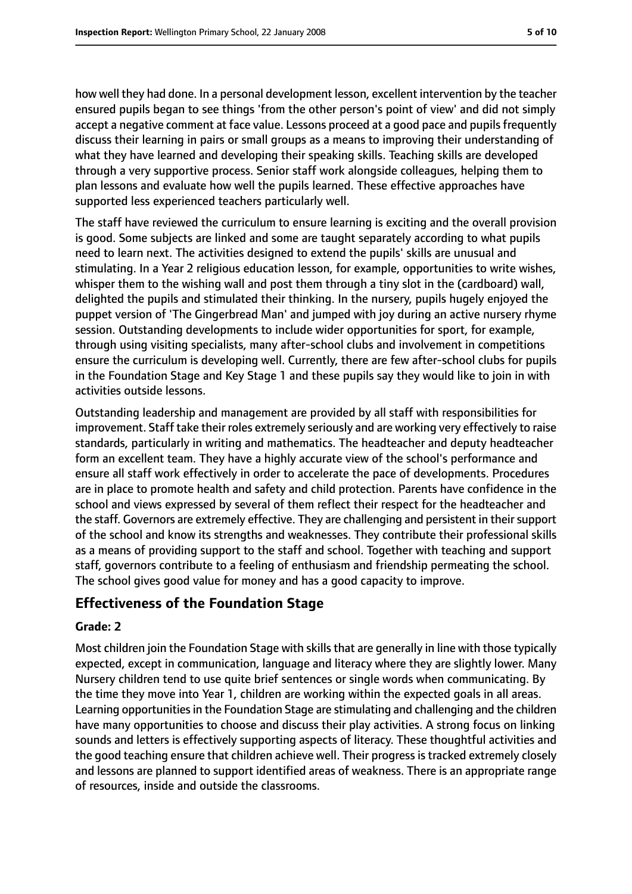how well they had done. In a personal development lesson, excellent intervention by the teacher ensured pupils began to see things 'from the other person's point of view' and did not simply accept a negative comment at face value. Lessons proceed at a good pace and pupils frequently discuss their learning in pairs or small groups as a means to improving their understanding of what they have learned and developing their speaking skills. Teaching skills are developed through a very supportive process. Senior staff work alongside colleagues, helping them to plan lessons and evaluate how well the pupils learned. These effective approaches have supported less experienced teachers particularly well.

The staff have reviewed the curriculum to ensure learning is exciting and the overall provision is good. Some subjects are linked and some are taught separately according to what pupils need to learn next. The activities designed to extend the pupils' skills are unusual and stimulating. In a Year 2 religious education lesson, for example, opportunities to write wishes, whisper them to the wishing wall and post them through a tiny slot in the (cardboard) wall, delighted the pupils and stimulated their thinking. In the nursery, pupils hugely enjoyed the puppet version of 'The Gingerbread Man' and jumped with joy during an active nursery rhyme session. Outstanding developments to include wider opportunities for sport, for example, through using visiting specialists, many after-school clubs and involvement in competitions ensure the curriculum is developing well. Currently, there are few after-school clubs for pupils in the Foundation Stage and Key Stage 1 and these pupils say they would like to join in with activities outside lessons.

Outstanding leadership and management are provided by all staff with responsibilities for improvement. Staff take their roles extremely seriously and are working very effectively to raise standards, particularly in writing and mathematics. The headteacher and deputy headteacher form an excellent team. They have a highly accurate view of the school's performance and ensure all staff work effectively in order to accelerate the pace of developments. Procedures are in place to promote health and safety and child protection. Parents have confidence in the school and views expressed by several of them reflect their respect for the headteacher and the staff. Governors are extremely effective. They are challenging and persistent in their support of the school and know its strengths and weaknesses. They contribute their professional skills as a means of providing support to the staff and school. Together with teaching and support staff, governors contribute to a feeling of enthusiasm and friendship permeating the school. The school gives good value for money and has a good capacity to improve.

## Effectiveness of the Foundation Stage

### Grade: 2

Most children join the Foundation Stage with skills that are generally in line with those typically expected, except in communication, language and literacy where they are slightly lower. Many Nursery children tend to use quite brief sentences or single words when communicating. By the time they move into Year 1, children are working within the expected goals in all areas. Learning opportunities in the Foundation Stage are stimulating and challenging and the children have many opportunities to choose and discuss their play activities. A strong focus on linking sounds and letters is effectively supporting aspects of literacy. These thoughtful activities and the good teaching ensure that children achieve well. Their progress is tracked extremely closely and lessons are planned to support identified areas of weakness. There is an appropriate range of resources, inside and outside the classrooms.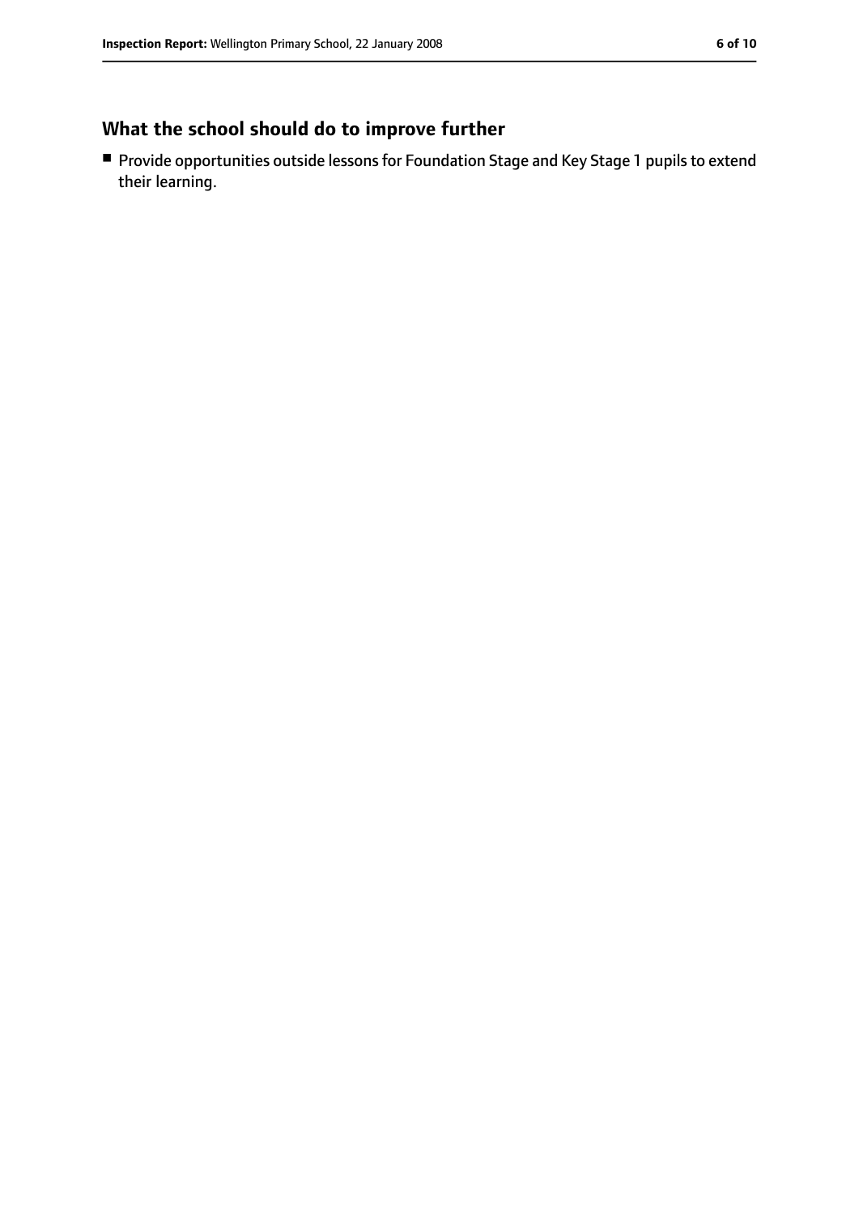## What the school should do to improve further

- Provide opportunities outside lessons for Foundation Stage and Key Stage 1 pupils to extend their learning.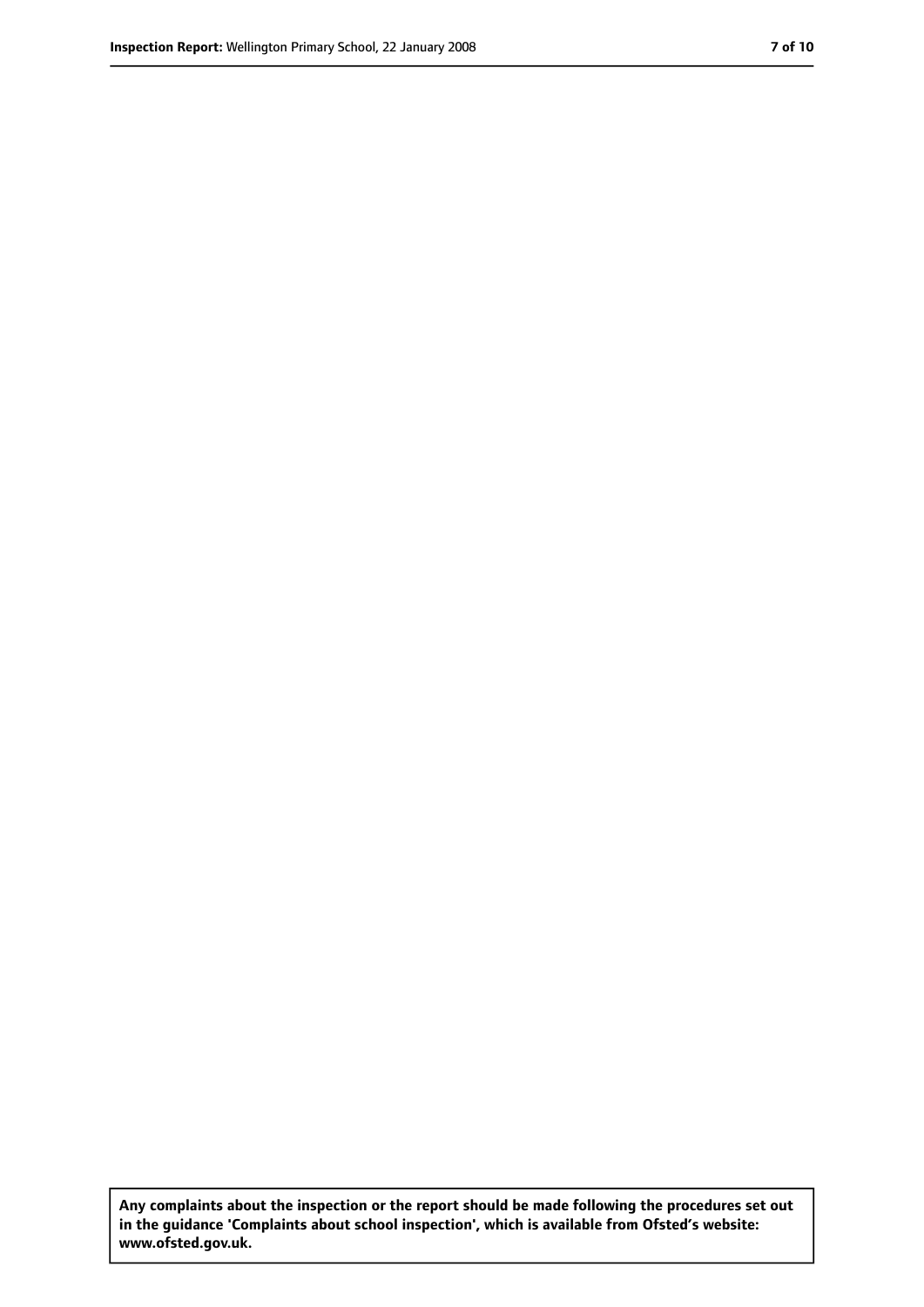**Any complaints about the inspection or the report should be made following the procedures set out in the guidance 'Complaints about school inspection', which is available from Ofsted's website: www.ofsted.gov.uk.**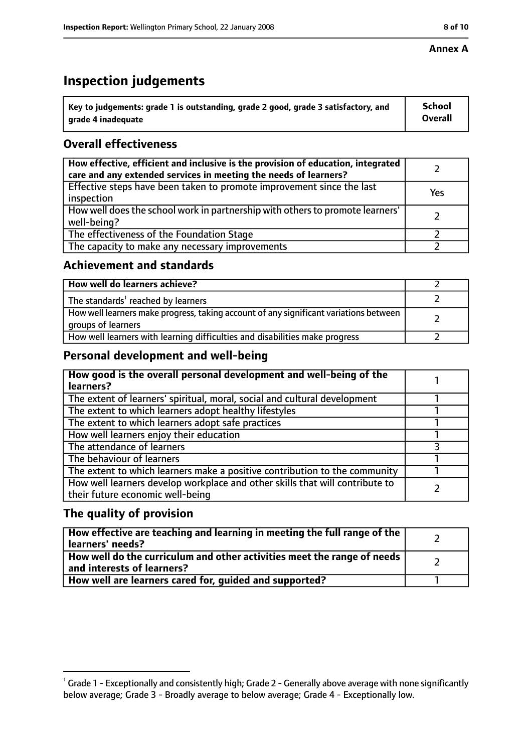**Annex A**

# Inspection judgements

| Key to judgements: grade 1 is outstanding, grade 2 good, grade 3 satisfactory, and grade 4 inadequate | School Overall |
|---|---|

## Overall effectiveness

| | |
|---|---|
| **How effective, efficient and inclusive is the provision of education, integrated care and any extended services in meeting the needs of learners?** | 2 |
| Effective steps have been taken to promote improvement since the last inspection | Yes |
| How well does the school work in partnership with others to promote learners' well-being? | 2 |
| The effectiveness of the Foundation Stage | 2 |
| The capacity to make any necessary improvements | 2 |

## Achievement and standards

| | |
|---|---|
| **How well do learners achieve?** | 2 |
| The standards[1] reached by learners | 2 |
| How well learners make progress, taking account of any significant variations between groups of learners | 2 |
| How well learners with learning difficulties and disabilities make progress | 2 |

## Personal development and well-being

| | |
|---|---|
| **How good is the overall personal development and well-being of the learners?** | 1 |
| The extent of learners' spiritual, moral, social and cultural development | 1 |
| The extent to which learners adopt healthy lifestyles | 1 |
| The extent to which learners adopt safe practices | 1 |
| How well learners enjoy their education | 1 |
| The attendance of learners | 3 |
| The behaviour of learners | 1 |
| The extent to which learners make a positive contribution to the community | 1 |
| How well learners develop workplace and other skills that will contribute to their future economic well-being | 2 |

## The quality of provision

| | |
|---|---|
| **How effective are teaching and learning in meeting the full range of the learners' needs?** | 2 |
| **How well do the curriculum and other activities meet the range of needs and interests of learners?** | 2 |
| **How well are learners cared for, guided and supported?** | 1 |

[1] Grade 1 - Exceptionally and consistently high; Grade 2 - Generally above average with none significantly below average; Grade 3 - Broadly average to below average; Grade 4 - Exceptionally low.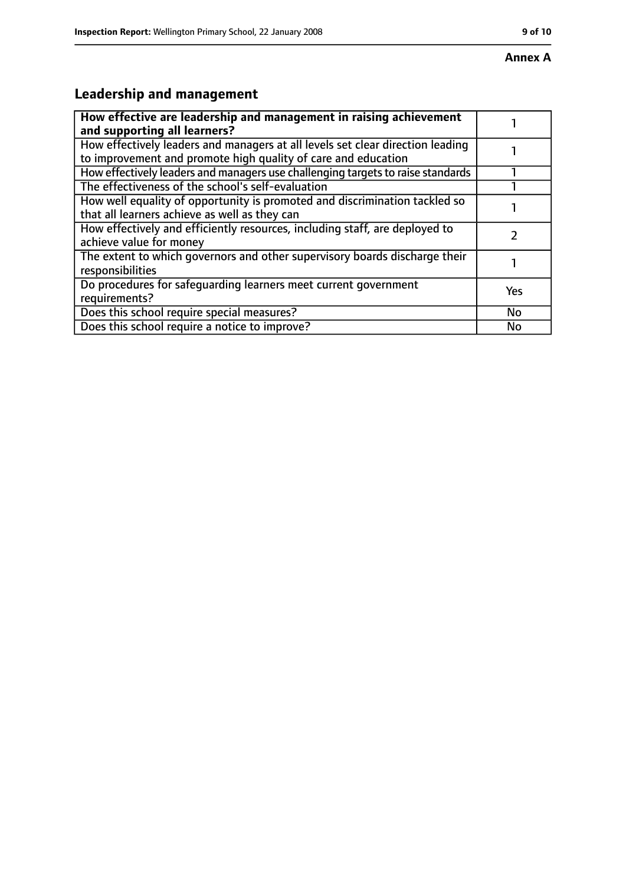**Annex A**

## Leadership and management

| | |
|---|---|
| **How effective are leadership and management in raising achievement and supporting all learners?** | 1 |
| How effectively leaders and managers at all levels set clear direction leading to improvement and promote high quality of care and education | 1 |
| How effectively leaders and managers use challenging targets to raise standards | 1 |
| The effectiveness of the school's self-evaluation | 1 |
| How well equality of opportunity is promoted and discrimination tackled so that all learners achieve as well as they can | 1 |
| How effectively and efficiently resources, including staff, are deployed to achieve value for money | 2 |
| The extent to which governors and other supervisory boards discharge their responsibilities | 1 |
| Do procedures for safeguarding learners meet current government requirements? | Yes |
| Does this school require special measures? | No |
| Does this school require a notice to improve? | No |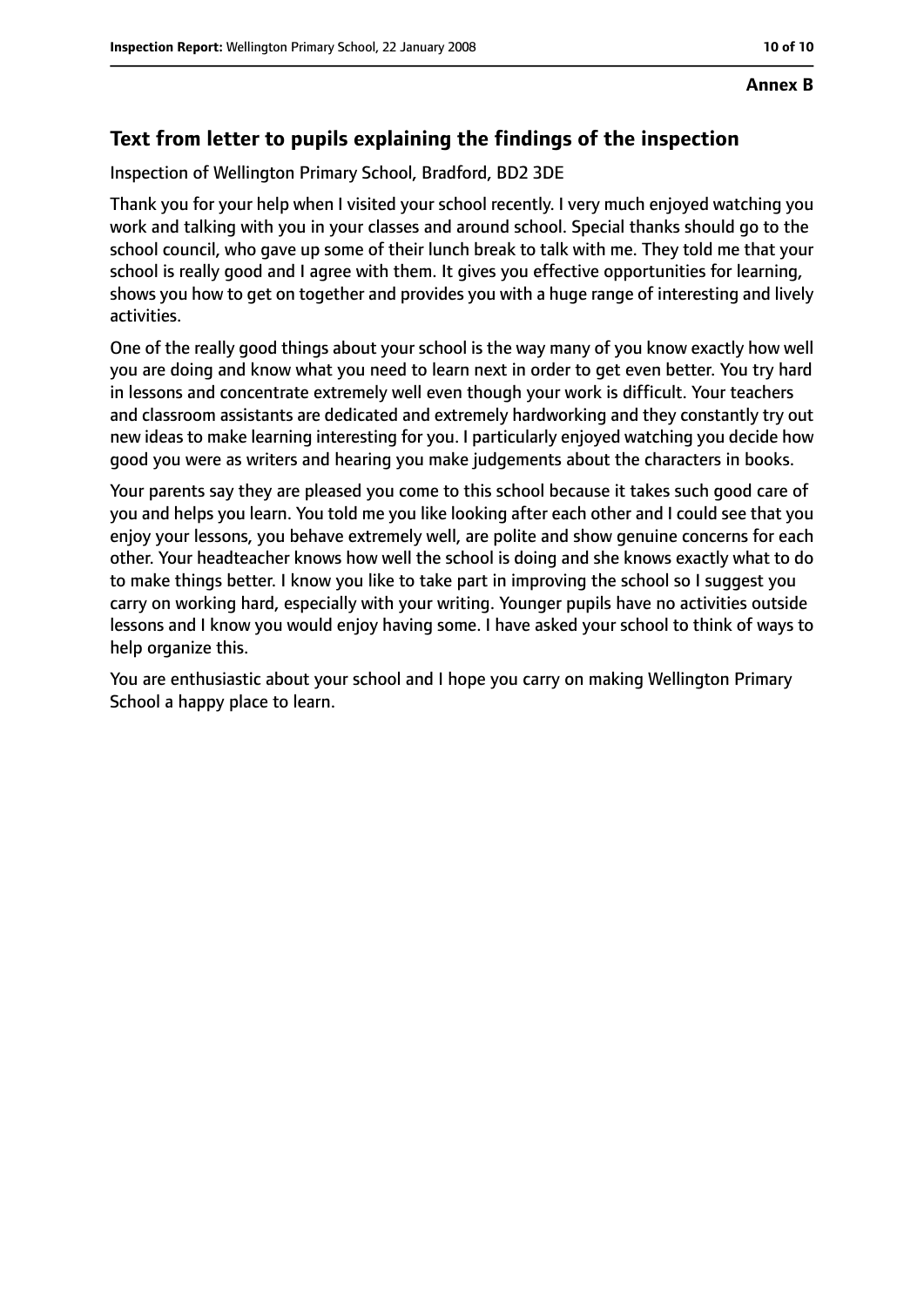**Annex B**

## Text from letter to pupils explaining the findings of the inspection

Inspection of Wellington Primary School, Bradford, BD2 3DE

Thank you for your help when I visited your school recently. I very much enjoyed watching you work and talking with you in your classes and around school. Special thanks should go to the school council, who gave up some of their lunch break to talk with me. They told me that your school is really good and I agree with them. It gives you effective opportunities for learning, shows you how to get on together and provides you with a huge range of interesting and lively activities.

One of the really good things about your school is the way many of you know exactly how well you are doing and know what you need to learn next in order to get even better. You try hard in lessons and concentrate extremely well even though your work is difficult. Your teachers and classroom assistants are dedicated and extremely hardworking and they constantly try out new ideas to make learning interesting for you. I particularly enjoyed watching you decide how good you were as writers and hearing you make judgements about the characters in books.

Your parents say they are pleased you come to this school because it takes such good care of you and helps you learn. You told me you like looking after each other and I could see that you enjoy your lessons, you behave extremely well, are polite and show genuine concerns for each other. Your headteacher knows how well the school is doing and she knows exactly what to do to make things better. I know you like to take part in improving the school so I suggest you carry on working hard, especially with your writing. Younger pupils have no activities outside lessons and I know you would enjoy having some. I have asked your school to think of ways to help organize this.

You are enthusiastic about your school and I hope you carry on making Wellington Primary School a happy place to learn.